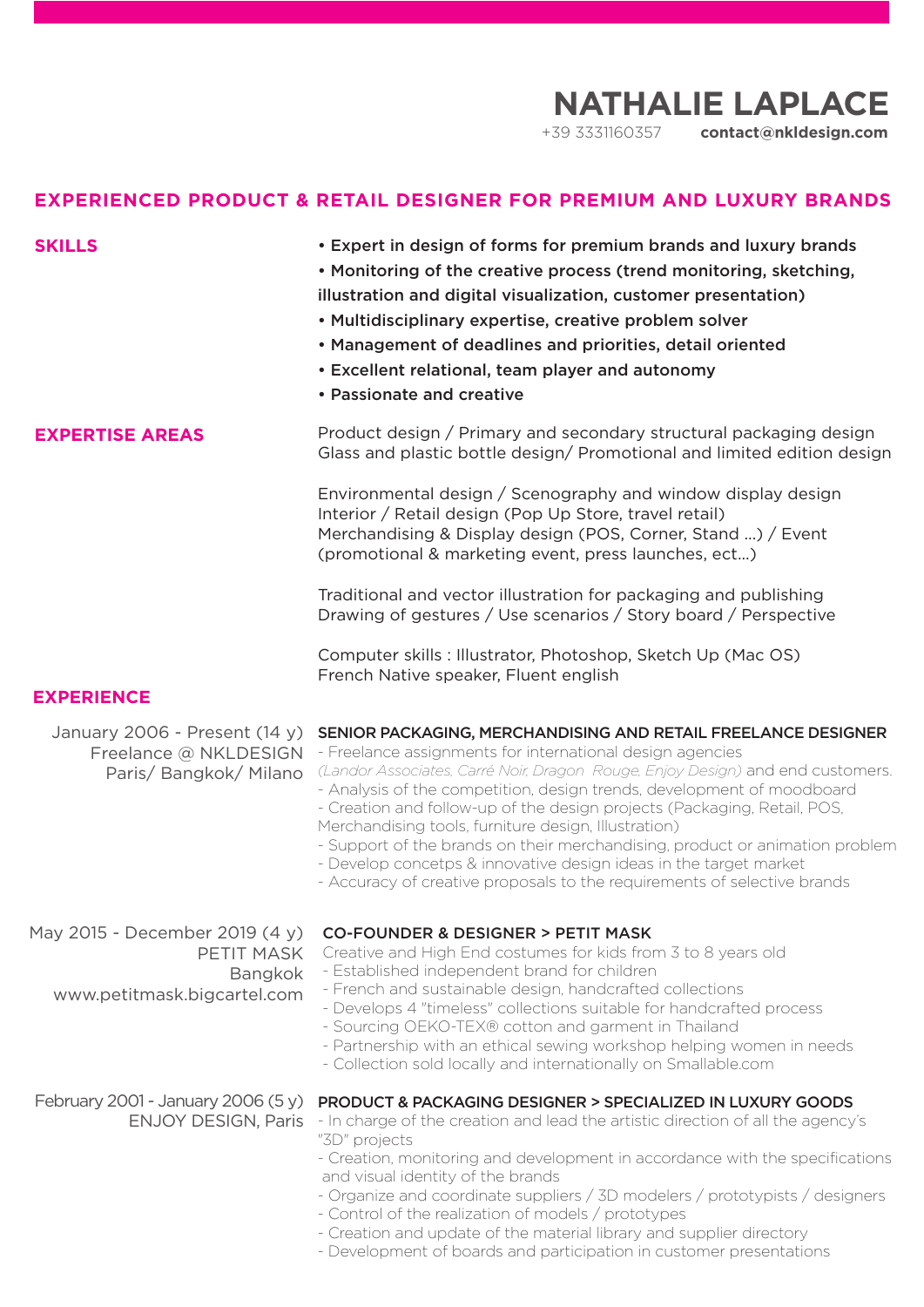# NATHALIE LAPLACE

+39 3331160357 **contact@nkldesign.com**

## EXPERIENCED PRODUCT & RETAIL DESIGNER FOR PREMIUM AND LUXURY BRANDS

## SKILLS

- **Expert in design of forms for premium brands and luxury brands**
- **Monitoring of the creative process (trend monitoring, sketching, illustration and digital visualization, customer presentation)**
- **Multidisciplinary expertise, creative problem solver**
- **Management of deadlines and priorities, detail oriented**
- **Excellent relational, team player and autonomy**
- **Passionate and creative**

## EXPERTISE AREAS

Product design / Primary and secondary structural packaging design
Glass and plastic bottle design/ Promotional and limited edition design

Environmental design / Scenography and window display design
Interior / Retail design (Pop Up Store, travel retail)
Merchandising & Display design (POS, Corner, Stand ...) / Event (promotional & marketing event, press launches, ect...)

Traditional and vector illustration for packaging and publishing
Drawing of gestures / Use scenarios / Story board / Perspective

Computer skills : Illustrator, Photoshop, Sketch Up (Mac OS)
French Native speaker, Fluent english

## EXPERIENCE

January 2006 - Present (14 y)
Freelance @ NKLDESIGN
Paris/ Bangkok/ Milano

**SENIOR PACKAGING, MERCHANDISING AND RETAIL FREELANCE DESIGNER**

- Freelance assignments for international design agencies *(Landor Associates, Carré Noir, Dragon Rouge, Enjoy Design)* and end customers.
- Analysis of the competition, design trends, development of moodboard
- Creation and follow-up of the design projects (Packaging, Retail, POS, Merchandising tools, furniture design, Illustration)
- Support of the brands on their merchandising, product or animation problem
- Develop concetps & innovative design ideas in the target market
- Accuracy of creative proposals to the requirements of selective brands

May 2015 - December 2019 (4 y)
PETIT MASK
Bangkok
www.petitmask.bigcartel.com

**CO-FOUNDER & DESIGNER > PETIT MASK**

Creative and High End costumes for kids from 3 to 8 years old

- Established independent brand for children
- French and sustainable design, handcrafted collections
- Develops 4 "timeless" collections suitable for handcrafted process
- Sourcing OEKO-TEX® cotton and garment in Thailand
- Partnership with an ethical sewing workshop helping women in needs
- Collection sold locally and internationally on Smallable.com

February 2001 - January 2006 (5 y)
ENJOY DESIGN, Paris

**PRODUCT & PACKAGING DESIGNER > SPECIALIZED IN LUXURY GOODS**

- In charge of the creation and lead the artistic direction of all the agency's "3D" projects
- Creation, monitoring and development in accordance with the specifications and visual identity of the brands
- Organize and coordinate suppliers / 3D modelers / prototypists / designers
- Control of the realization of models / prototypes
- Creation and update of the material library and supplier directory
- Development of boards and participation in customer presentations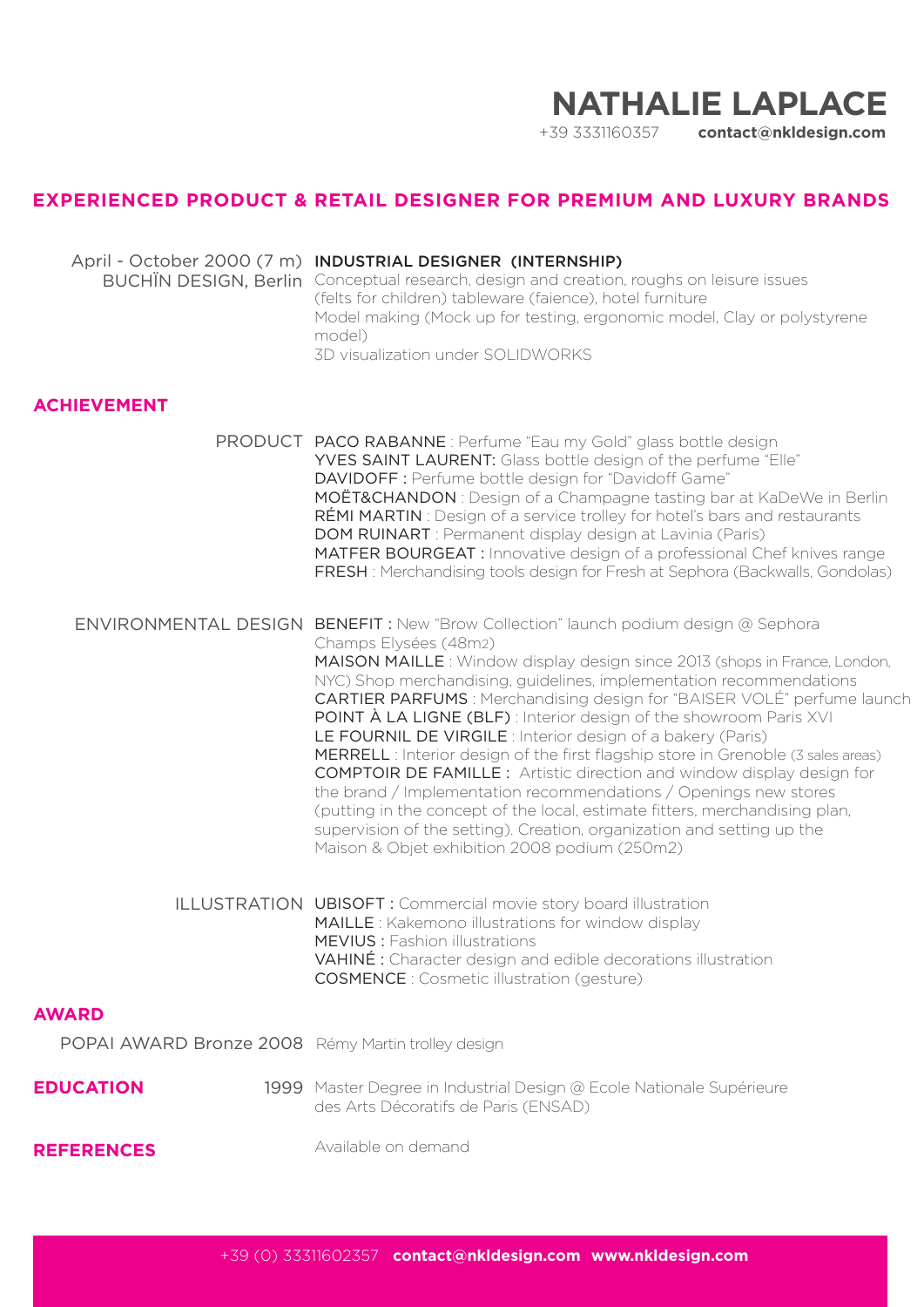# NATHALIE LAPLACE

+39 3331160357 **contact@nkldesign.com**

## EXPERIENCED PRODUCT & RETAIL DESIGNER FOR PREMIUM AND LUXURY BRANDS

April - October 2000 (7 m)
BUCHÏN DESIGN, Berlin

**INDUSTRIAL DESIGNER (INTERNSHIP)**
Conceptual research, design and creation, roughs on leisure issues (felts for children) tableware (faience), hotel furniture
Model making (Mock up for testing, ergonomic model, Clay or polystyrene model)
3D visualization under SOLIDWORKS

## ACHIEVEMENT

### PRODUCT

PACO RABANNE : Perfume "Eau my Gold" glass bottle design
YVES SAINT LAURENT: Glass bottle design of the perfume "Elle"
DAVIDOFF : Perfume bottle design for "Davidoff Game"
MOËT&CHANDON : Design of a Champagne tasting bar at KaDeWe in Berlin
RÉMI MARTIN : Design of a service trolley for hotel's bars and restaurants
DOM RUINART : Permanent display design at Lavinia (Paris)
MATFER BOURGEAT : Innovative design of a professional Chef knives range
FRESH : Merchandising tools design for Fresh at Sephora (Backwalls, Gondolas)

### ENVIRONMENTAL DESIGN

BENEFIT : New "Brow Collection" launch podium design @ Sephora Champs Elysées (48m2)
MAISON MAILLE : Window display design since 2013 (shops in France, London, NYC) Shop merchandising, guidelines, implementation recommendations
CARTIER PARFUMS : Merchandising design for "BAISER VOLÉ" perfume launch
POINT À LA LIGNE (BLF) : Interior design of the showroom Paris XVI
LE FOURNIL DE VIRGILE : Interior design of a bakery (Paris)
MERRELL : Interior design of the first flagship store in Grenoble (3 sales areas)
COMPTOIR DE FAMILLE : Artistic direction and window display design for the brand / Implementation recommendations / Openings new stores (putting in the concept of the local, estimate fitters, merchandising plan, supervision of the setting). Creation, organization and setting up the Maison & Objet exhibition 2008 podium (250m2)

### ILLUSTRATION

UBISOFT : Commercial movie story board illustration
MAILLE : Kakemono illustrations for window display
MEVIUS : Fashion illustrations
VAHINÉ : Character design and edible decorations illustration
COSMENCE : Cosmetic illustration (gesture)

## AWARD

POPAI AWARD Bronze 2008 — Rémy Martin trolley design

## EDUCATION

1999 — Master Degree in Industrial Design @ Ecole Nationale Supérieure des Arts Décoratifs de Paris (ENSAD)

## REFERENCES

Available on demand

+39 (0) 33311602357 **contact@nkldesign.com** **www.nkldesign.com**